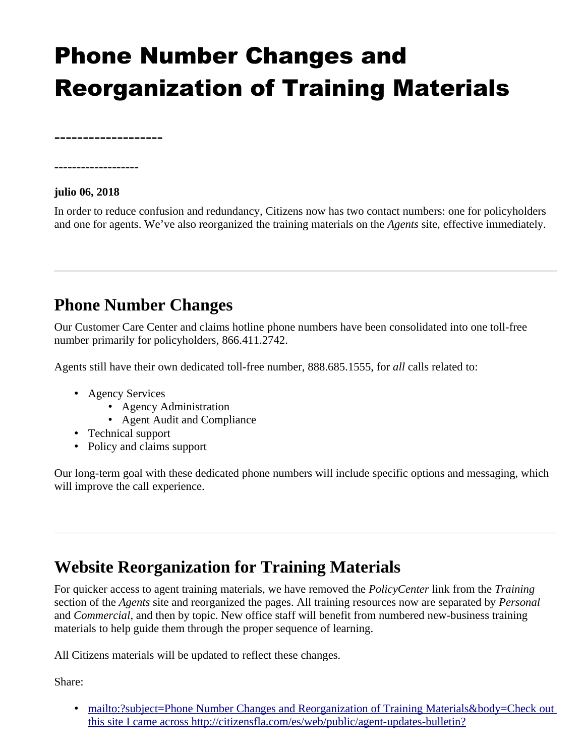# Phone Number Changes and Reorganization of Training Materials

-------------------

-------------------

**julio 06, 2018**

In order to reduce confusion and redundancy, Citizens now has two contact numbers: one for policyholders and one for agents. We've also reorganized the training materials on the *Agents* site, effective immediately.

---

## Phone Number Changes

Our Customer Care Center and claims hotline phone numbers have been consolidated into one toll-free number primarily for policyholders, 866.411.2742.

Agents still have their own dedicated toll-free number, 888.685.1555, for *all* calls related to:

- Agency Services
  - Agency Administration
  - Agent Audit and Compliance
- Technical support
- Policy and claims support

Our long-term goal with these dedicated phone numbers will include specific options and messaging, which will improve the call experience.

---

## Website Reorganization for Training Materials

For quicker access to agent training materials, we have removed the *PolicyCenter* link from the *Training* section of the *Agents* site and reorganized the pages. All training resources now are separated by *Personal* and *Commercial*, and then by topic. New office staff will benefit from numbered new-business training materials to help guide them through the proper sequence of learning.

All Citizens materials will be updated to reflect these changes.

Share:

- [mailto:?subject=Phone Number Changes and Reorganization of Training Materials&body=Check out this site I came across http://citizensfla.com/es/web/public/agent-updates-bulletin?](mailto:?subject=Phone Number Changes and Reorganization of Training Materials&body=Check out this site I came across http://citizensfla.com/es/web/public/agent-updates-bulletin?)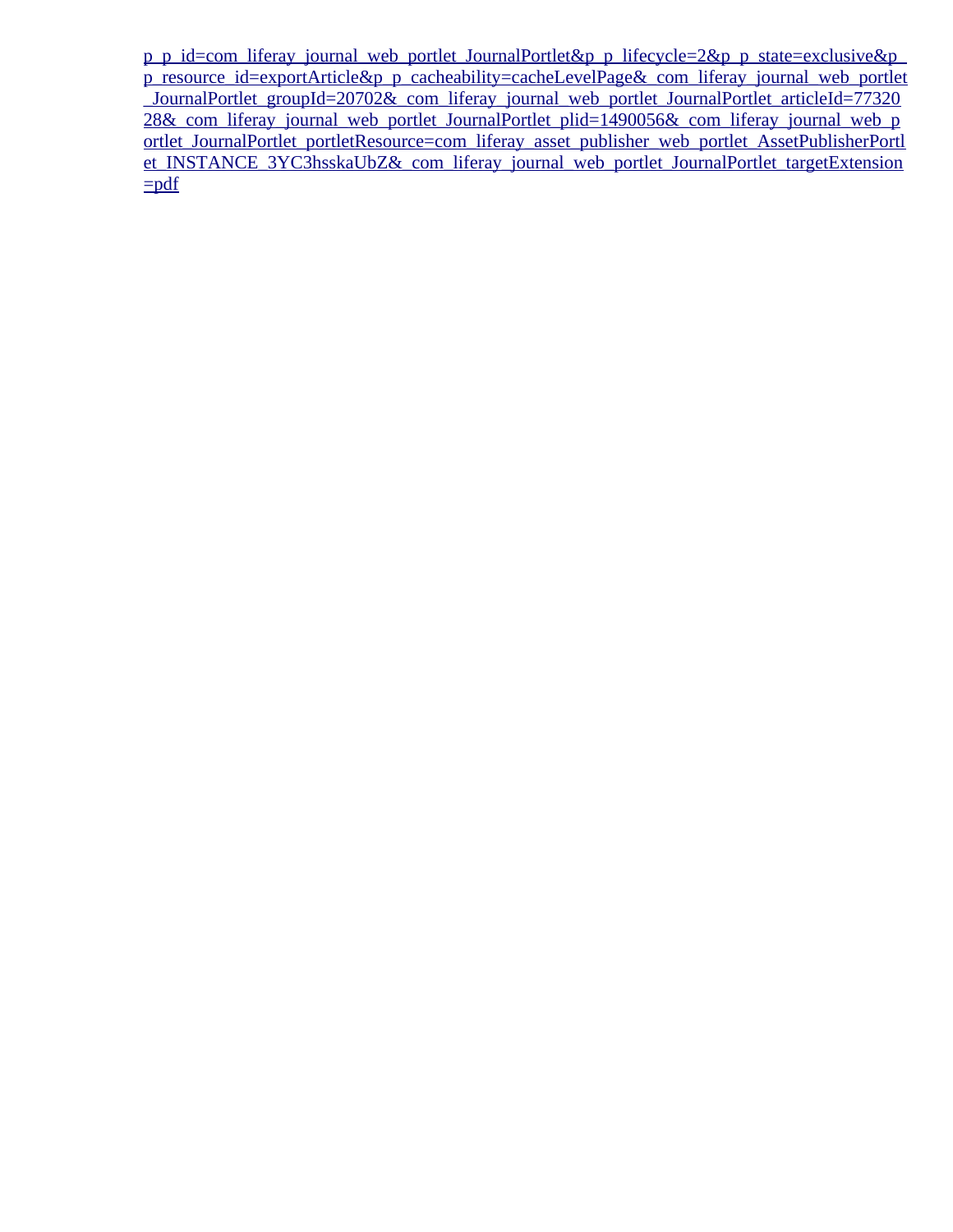p_p_id=com_liferay_journal_web_portlet_JournalPortlet&p_p_lifecycle=2&p_p_state=exclusive&p_p_resource_id=exportArticle&p_p_cacheability=cacheLevelPage&_com_liferay_journal_web_portlet_JournalPortlet_groupId=20702&_com_liferay_journal_web_portlet_JournalPortlet_articleId=7732028&_com_liferay_journal_web_portlet_JournalPortlet_plid=1490056&_com_liferay_journal_web_portlet_JournalPortlet_portletResource=com_liferay_asset_publisher_web_portlet_AssetPublisherPortlet_INSTANCE_3YC3hsskaUbZ&_com_liferay_journal_web_portlet_JournalPortlet_targetExtension=pdf